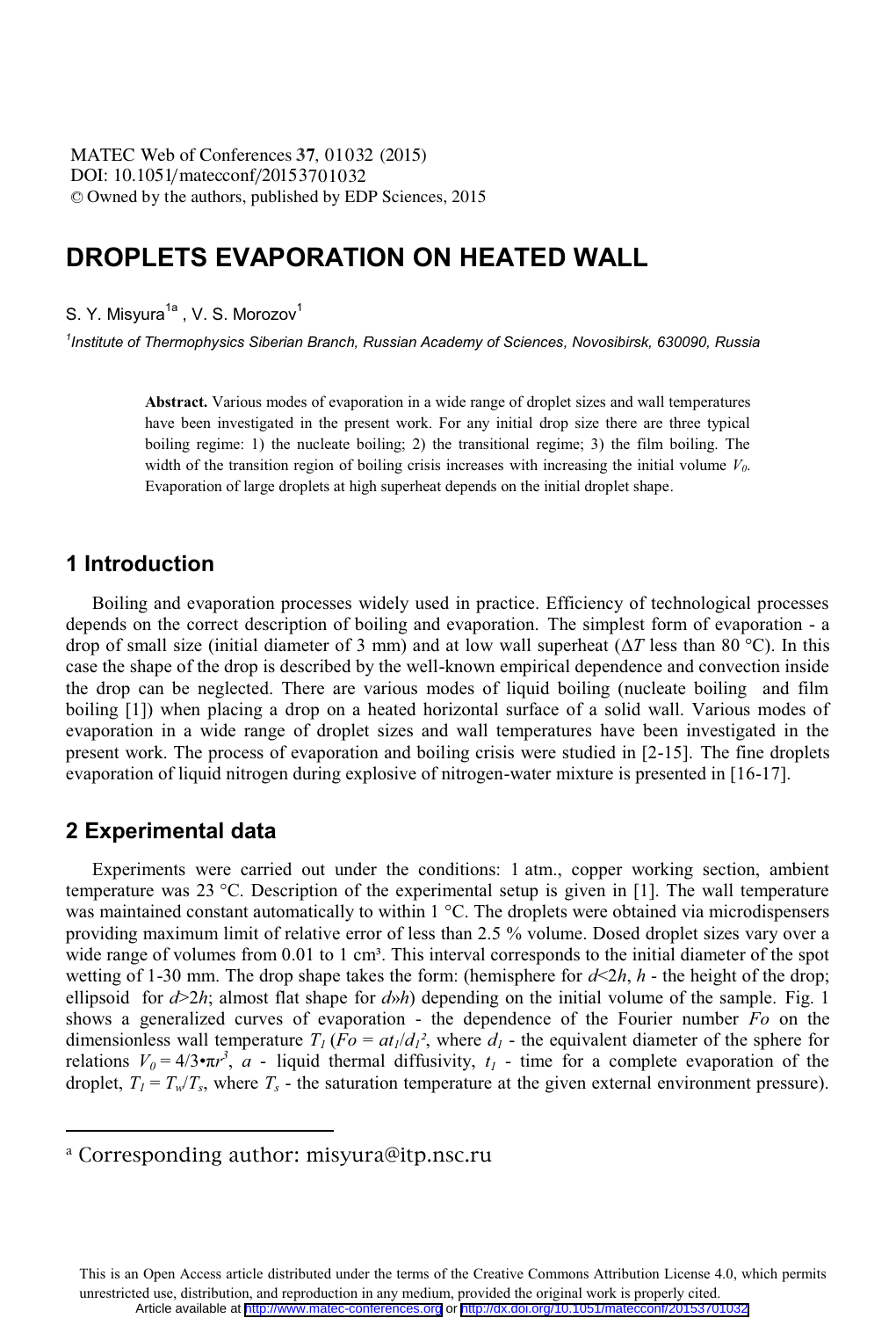# DROPLETS EVAPORATION ON HEATED WALL

S. Y. Misyura[1a], V. S. Morozov[1]

[1] *Institute of Thermophysics Siberian Branch, Russian Academy of Sciences, Novosibirsk, 630090, Russia*

> **Abstract.** Various modes of evaporation in a wide range of droplet sizes and wall temperatures have been investigated in the present work. For any initial drop size there are three typical boiling regime: 1) the nucleate boiling; 2) the transitional regime; 3) the film boiling. The width of the transition region of boiling crisis increases with increasing the initial volume $V_0$. Evaporation of large droplets at high superheat depends on the initial droplet shape.

## 1 Introduction

Boiling and evaporation processes widely used in practice. Efficiency of technological processes depends on the correct description of boiling and evaporation. The simplest form of evaporation - a drop of small size (initial diameter of 3 mm) and at low wall superheat ($\Delta T$ less than 80 °C). In this case the shape of the drop is described by the well-known empirical dependence and convection inside the drop can be neglected. There are various modes of liquid boiling (nucleate boiling and film boiling [1]) when placing a drop on a heated horizontal surface of a solid wall. Various modes of evaporation in a wide range of droplet sizes and wall temperatures have been investigated in the present work. The process of evaporation and boiling crisis were studied in [2-15]. The fine droplets evaporation of liquid nitrogen during explosive of nitrogen-water mixture is presented in [16-17].

## 2 Experimental data

Experiments were carried out under the conditions: 1 atm., copper working section, ambient temperature was 23 °C. Description of the experimental setup is given in [1]. The wall temperature was maintained constant automatically to within 1 °C. The droplets were obtained via microdispensers providing maximum limit of relative error of less than 2.5 % volume. Dosed droplet sizes vary over a wide range of volumes from 0.01 to 1 cm³. This interval corresponds to the initial diameter of the spot wetting of 1-30 mm. The drop shape takes the form: (hemisphere for $d<2h$, $h$ - the height of the drop; ellipsoid for $d>2h$; almost flat shape for $d \gg h$) depending on the initial volume of the sample. Fig. 1 shows a generalized curves of evaporation - the dependence of the Fourier number $Fo$ on the dimensionless wall temperature $T_1$ ($Fo = at_1/d_1^2$, where $d_1$ - the equivalent diameter of the sphere for relations $V_0 = 4/3 \cdot \pi r^3$, $a$ - liquid thermal diffusivity, $t_1$ - time for a complete evaporation of the droplet, $T_1 = T_w/T_s$, where $T_s$ - the saturation temperature at the given external environment pressure).

[a] Corresponding author: misyura@itp.nsc.ru

This is an Open Access article distributed under the terms of the Creative Commons Attribution License 4.0, which permits unrestricted use, distribution, and reproduction in any medium, provided the original work is properly cited.
Article available at http://www.matec-conferences.org or http://dx.doi.org/10.1051/matecconf/20153701032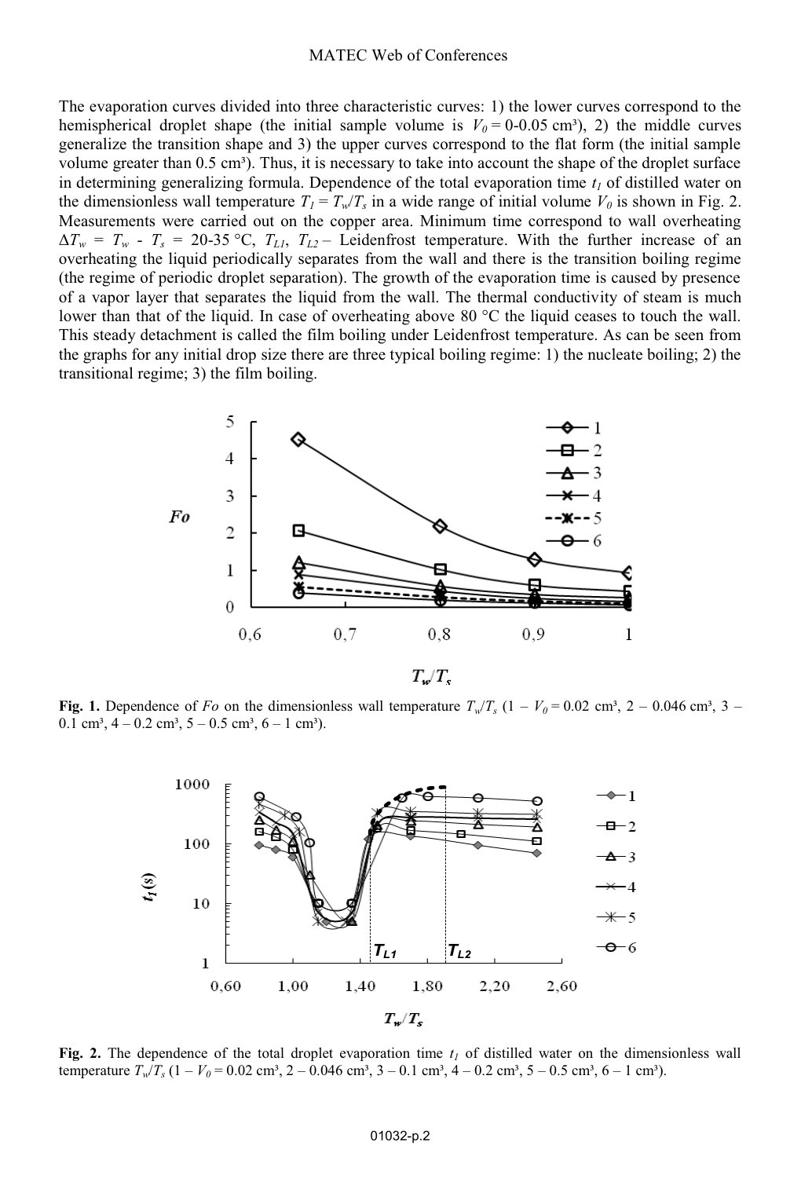The evaporation curves divided into three characteristic curves: 1) the lower curves correspond to the hemispherical droplet shape (the initial sample volume is $V_0$ = 0-0.05 cm³), 2) the middle curves generalize the transition shape and 3) the upper curves correspond to the flat form (the initial sample volume greater than 0.5 cm³). Thus, it is necessary to take into account the shape of the droplet surface in determining generalizing formula. Dependence of the total evaporation time $t_1$ of distilled water on the dimensionless wall temperature $T_1 = T_w/T_s$ in a wide range of initial volume $V_0$ is shown in Fig. 2. Measurements were carried out on the copper area. Minimum time correspond to wall overheating $\Delta T_w = T_w - T_s$ = 20-35 °C, $T_{L1}$, $T_{L2}$ – Leidenfrost temperature. With the further increase of an overheating the liquid periodically separates from the wall and there is the transition boiling regime (the regime of periodic droplet separation). The growth of the evaporation time is caused by presence of a vapor layer that separates the liquid from the wall. The thermal conductivity of steam is much lower than that of the liquid. In case of overheating above 80 °C the liquid ceases to touch the wall. This steady detachment is called the film boiling under Leidenfrost temperature. As can be seen from the graphs for any initial drop size there are three typical boiling regime: 1) the nucleate boiling; 2) the transitional regime; 3) the film boiling.

**Fig. 1.** Dependence of *Fo* on the dimensionless wall temperature $T_w/T_s$ (1 – $V_0$ = 0.02 cm³, 2 – 0.046 cm³, 3 – 0.1 cm³, 4 – 0.2 cm³, 5 – 0.5 cm³, 6 – 1 cm³).

**Fig. 2.** The dependence of the total droplet evaporation time $t_1$ of distilled water on the dimensionless wall temperature $T_w/T_s$ (1 – $V_0$ = 0.02 cm³, 2 – 0.046 cm³, 3 – 0.1 cm³, 4 – 0.2 cm³, 5 – 0.5 cm³, 6 – 1 cm³).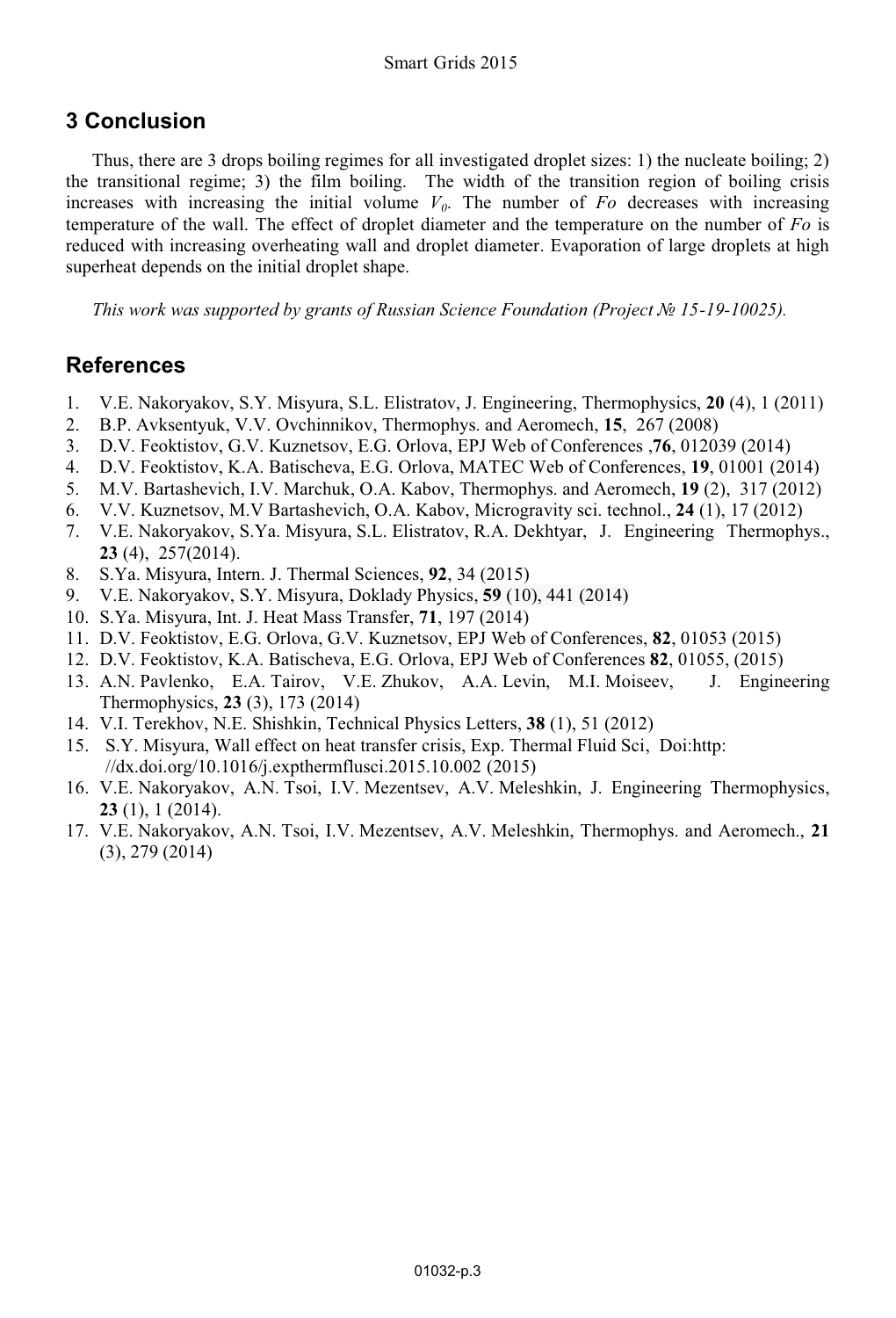## 3 Conclusion

Thus, there are 3 drops boiling regimes for all investigated droplet sizes: 1) the nucleate boiling; 2) the transitional regime; 3) the film boiling. The width of the transition region of boiling crisis increases with increasing the initial volume $V_0$. The number of *Fo* decreases with increasing temperature of the wall. The effect of droplet diameter and the temperature on the number of *Fo* is reduced with increasing overheating wall and droplet diameter. Evaporation of large droplets at high superheat depends on the initial droplet shape.

*This work was supported by grants of Russian Science Foundation (Project № 15-19-10025).*

## References

1. V.E. Nakoryakov, S.Y. Misyura, S.L. Elistratov, J. Engineering, Thermophysics, **20** (4), 1 (2011)
2. B.P. Avksentyuk, V.V. Ovchinnikov, Thermophys. and Aeromech, **15**, 267 (2008)
3. D.V. Feoktistov, G.V. Kuznetsov, E.G. Orlova, EPJ Web of Conferences ,**76**, 012039 (2014)
4. D.V. Feoktistov, K.A. Batischeva, E.G. Orlova, MATEC Web of Conferences, **19**, 01001 (2014)
5. M.V. Bartashevich, I.V. Marchuk, O.A. Kabov, Thermophys. and Aeromech, **19** (2), 317 (2012)
6. V.V. Kuznetsov, M.V Bartashevich, O.A. Kabov, Micrograviy sci. technol., **24** (1), 17 (2012)
7. V.E. Nakoryakov, S.Ya. Misyura, S.L. Elistratov, R.A. Dekhtyar, J. Engineering Thermophys., **23** (4), 257(2014).
8. S.Ya. Misyura, Intern. J. Thermal Sciences, **92**, 34 (2015)
9. V.E. Nakoryakov, S.Y. Misyura, Doklady Physics, **59** (10), 441 (2014)
10. S.Ya. Misyura, Int. J. Heat Mass Transfer, **71**, 197 (2014)
11. D.V. Feoktistov, E.G. Orlova, G.V. Kuznetsov, EPJ Web of Conferences, **82**, 01053 (2015)
12. D.V. Feoktistov, K.A. Batischeva, E.G. Orlova, EPJ Web of Conferences **82**, 01055, (2015)
13. A.N. Pavlenko, E.A. Tairov, V.E. Zhukov, A.A. Levin, M.I. Moiseev, J. Engineering Thermophysics, **23** (3), 173 (2014)
14. V.I. Terekhov, N.E. Shishkin, Technical Physics Letters, **38** (1), 51 (2012)
15. S.Y. Misyura, Wall effect on heat transfer crisis, Exp. Thermal Fluid Sci, Doi:http: //dx.doi.org/10.1016/j.expthermflusci.2015.10.002 (2015)
16. V.E. Nakoryakov, A.N. Tsoi, I.V. Mezentsev, A.V. Meleshkin, J. Engineering Thermophysics, **23** (1), 1 (2014).
17. V.E. Nakoryakov, A.N. Tsoi, I.V. Mezentsev, A.V. Meleshkin, Thermophys. and Aeromech., **21** (3), 279 (2014)